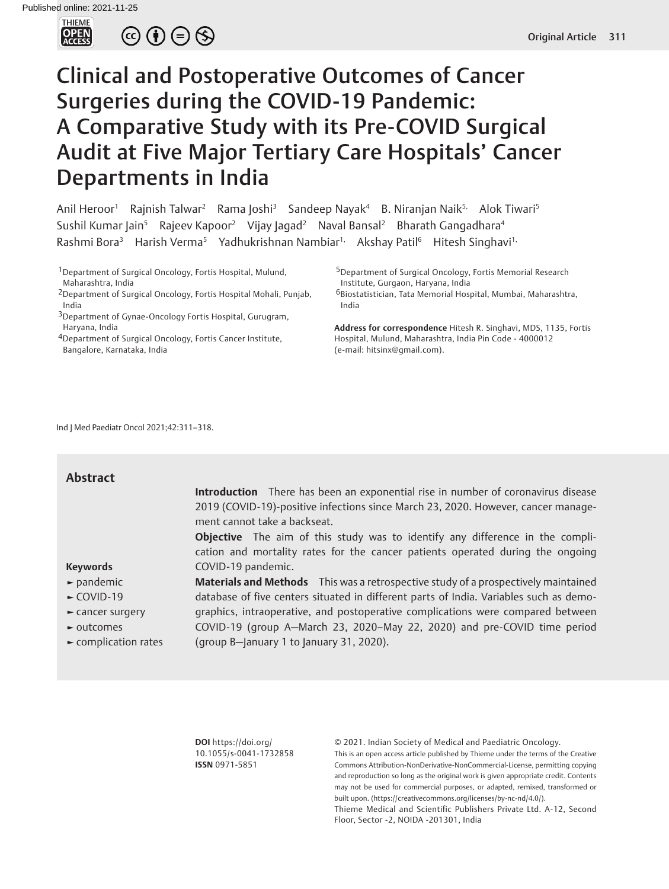# Clinical and Postoperative Outcomes of Cancer Surgeries during the COVID-19 Pandemic: A Comparative Study with its Pre-COVID Surgical Audit at Five Major Tertiary Care Hospitals' Cancer Departments in India

Anil Heroor[1] Rajnish Talwar[2] Rama Joshi[3] Sandeep Nayak[4] B. Niranjan Naik[5] Alok Tiwari[5] Sushil Kumar Jain[5] Rajeev Kapoor[2] Vijay Jagad[2] Naval Bansal[2] Bharath Gangadhara[4] Rashmi Bora[3] Harish Verma[5] Yadhukrishnan Nambiar[1] Akshay Patil[6] Hitesh Singhavi[1]

[1]Department of Surgical Oncology, Fortis Hospital, Mulund, Maharashtra, India
[2]Department of Surgical Oncology, Fortis Hospital Mohali, Punjab, India
[3]Department of Gynae-Oncology Fortis Hospital, Gurugram, Haryana, India
[4]Department of Surgical Oncology, Fortis Cancer Institute, Bangalore, Karnataka, India
[5]Department of Surgical Oncology, Fortis Memorial Research Institute, Gurgaon, Haryana, India
[6]Biostatistician, Tata Memorial Hospital, Mumbai, Maharashtra, India

**Address for correspondence** Hitesh R. Singhavi, MDS, 1135, Fortis Hospital, Mulund, Maharashtra, India Pin Code - 4000012 (e-mail: hitsinx@gmail.com).

Ind J Med Paediatr Oncol 2021;42:311–318.

## Abstract

**Introduction** There has been an exponential rise in number of coronavirus disease 2019 (COVID-19)-positive infections since March 23, 2020. However, cancer management cannot take a backseat.

**Objective** The aim of this study was to identify any difference in the complication and mortality rates for the cancer patients operated during the ongoing COVID-19 pandemic.

**Materials and Methods** This was a retrospective study of a prospectively maintained database of five centers situated in different parts of India. Variables such as demographics, intraoperative, and postoperative complications were compared between COVID-19 (group A—March 23, 2020–May 22, 2020) and pre-COVID time period (group B—January 1 to January 31, 2020).

**Keywords**
- pandemic
- COVID-19
- cancer surgery
- outcomes
- complication rates

**DOI** https://doi.org/10.1055/s-0041-1732858
**ISSN** 0971-5851

© 2021. Indian Society of Medical and Paediatric Oncology.
This is an open access article published by Thieme under the terms of the Creative Commons Attribution-NonDerivative-NonCommercial-License, permitting copying and reproduction so long as the original work is given appropriate credit. Contents may not be used for commercial purposes, or adapted, remixed, transformed or built upon. (https://creativecommons.org/licenses/by-nc-nd/4.0/).
Thieme Medical and Scientific Publishers Private Ltd. A-12, Second Floor, Sector -2, NOIDA -201301, India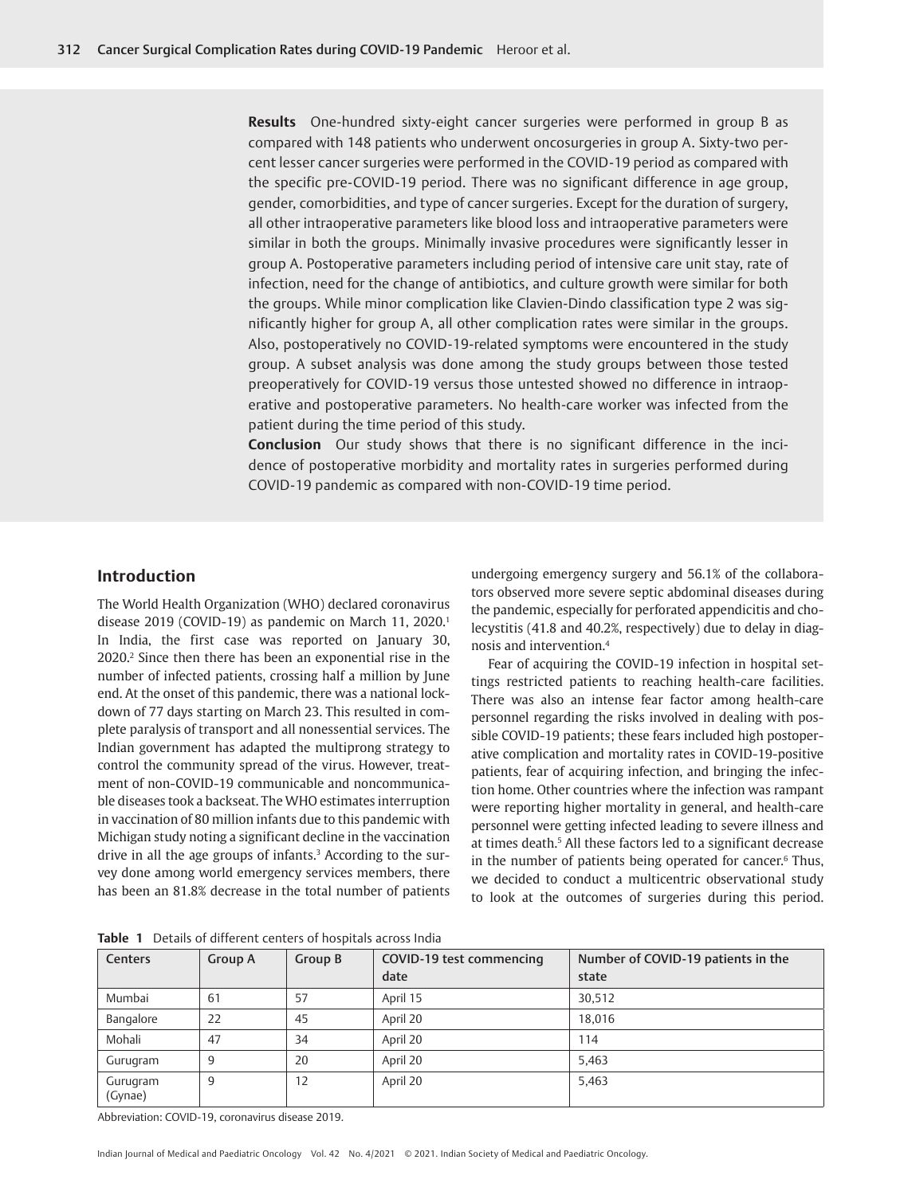**Results** One-hundred sixty-eight cancer surgeries were performed in group B as compared with 148 patients who underwent oncosurgeries in group A. Sixty-two percent lesser cancer surgeries were performed in the COVID-19 period as compared with the specific pre-COVID-19 period. There was no significant difference in age group, gender, comorbidities, and type of cancer surgeries. Except for the duration of surgery, all other intraoperative parameters like blood loss and intraoperative parameters were similar in both the groups. Minimally invasive procedures were significantly lesser in group A. Postoperative parameters including period of intensive care unit stay, rate of infection, need for the change of antibiotics, and culture growth were similar for both the groups. While minor complication like Clavien-Dindo classification type 2 was significantly higher for group A, all other complication rates were similar in the groups. Also, postoperatively no COVID-19-related symptoms were encountered in the study group. A subset analysis was done among the study groups between those tested preoperatively for COVID-19 versus those untested showed no difference in intraoperative and postoperative parameters. No health-care worker was infected from the patient during the time period of this study.

**Conclusion** Our study shows that there is no significant difference in the incidence of postoperative morbidity and mortality rates in surgeries performed during COVID-19 pandemic as compared with non-COVID-19 time period.

## Introduction

The World Health Organization (WHO) declared coronavirus disease 2019 (COVID-19) as pandemic on March 11, 2020.[1] In India, the first case was reported on January 30, 2020.[2] Since then there has been an exponential rise in the number of infected patients, crossing half a million by June end. At the onset of this pandemic, there was a national lockdown of 77 days starting on March 23. This resulted in complete paralysis of transport and all nonessential services. The Indian government has adapted the multiprong strategy to control the community spread of the virus. However, treatment of non-COVID-19 communicable and noncommunicable diseases took a backseat. The WHO estimates interruption in vaccination of 80 million infants due to this pandemic with Michigan study noting a significant decline in the vaccination drive in all the age groups of infants.[3] According to the survey done among world emergency services members, there has been an 81.8% decrease in the total number of patients undergoing emergency surgery and 56.1% of the collaborators observed more severe septic abdominal diseases during the pandemic, especially for perforated appendicitis and cholecystitis (41.8 and 40.2%, respectively) due to delay in diagnosis and intervention.[4]

Fear of acquiring the COVID-19 infection in hospital settings restricted patients to reaching health-care facilities. There was also an intense fear factor among health-care personnel regarding the risks involved in dealing with possible COVID-19 patients; these fears included high postoperative complication and mortality rates in COVID-19-positive patients, fear of acquiring infection, and bringing the infection home. Other countries where the infection was rampant were reporting higher mortality in general, and health-care personnel were getting infected leading to severe illness and at times death.[5] All these factors led to a significant decrease in the number of patients being operated for cancer.[6] Thus, we decided to conduct a multicentric observational study to look at the outcomes of surgeries during this period.

**Table 1** Details of different centers of hospitals across India

| Centers | Group A | Group B | COVID-19 test commencing date | Number of COVID-19 patients in the state |
|---|---|---|---|---|
| Mumbai | 61 | 57 | April 15 | 30,512 |
| Bangalore | 22 | 45 | April 20 | 18,016 |
| Mohali | 47 | 34 | April 20 | 114 |
| Gurugram | 9 | 20 | April 20 | 5,463 |
| Gurugram (Gynae) | 9 | 12 | April 20 | 5,463 |

Abbreviation: COVID-19, coronavirus disease 2019.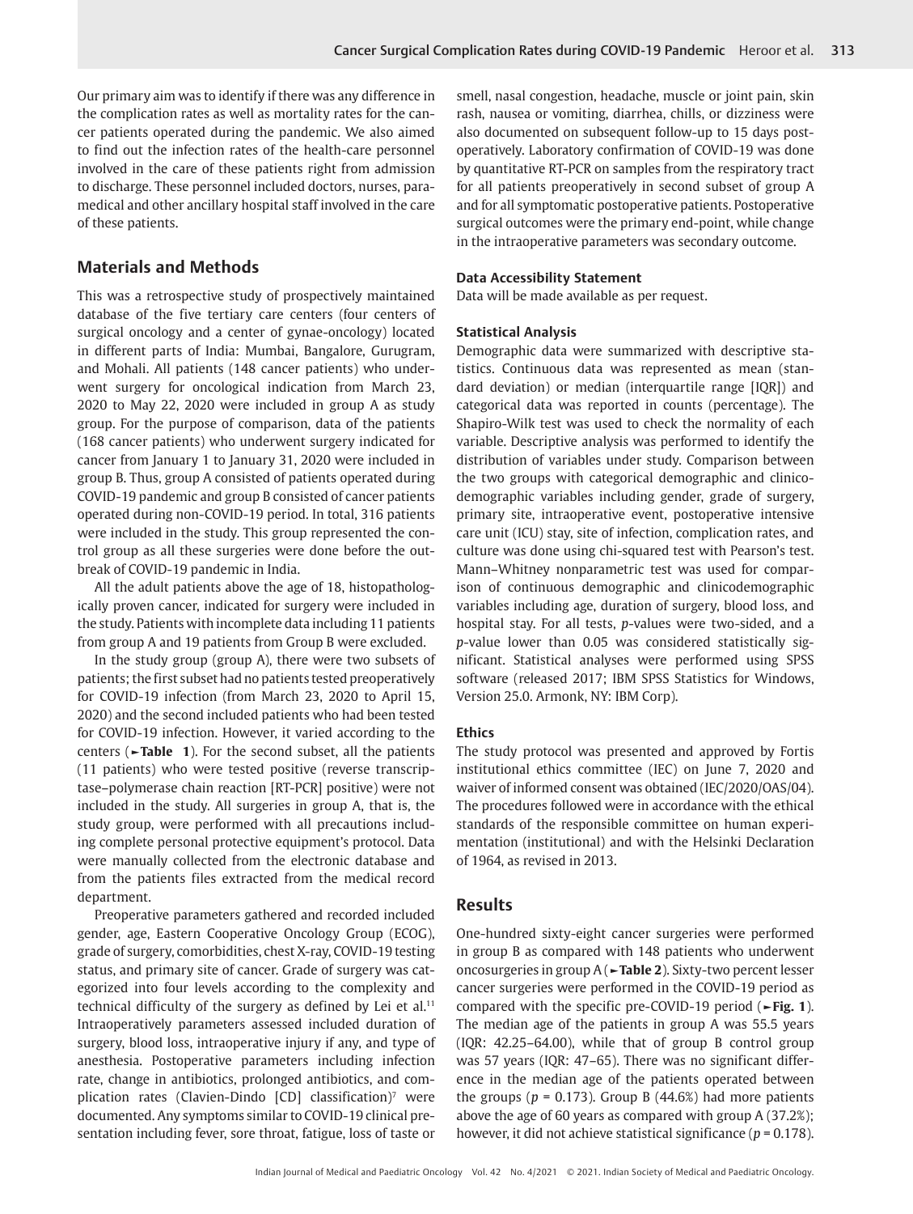Our primary aim was to identify if there was any difference in the complication rates as well as mortality rates for the cancer patients operated during the pandemic. We also aimed to find out the infection rates of the health-care personnel involved in the care of these patients right from admission to discharge. These personnel included doctors, nurses, paramedical and other ancillary hospital staff involved in the care of these patients.

## Materials and Methods

This was a retrospective study of prospectively maintained database of the five tertiary care centers (four centers of surgical oncology and a center of gynae-oncology) located in different parts of India: Mumbai, Bangalore, Gurugram, and Mohali. All patients (148 cancer patients) who underwent surgery for oncological indication from March 23, 2020 to May 22, 2020 were included in group A as study group. For the purpose of comparison, data of the patients (168 cancer patients) who underwent surgery indicated for cancer from January 1 to January 31, 2020 were included in group B. Thus, group A consisted of patients operated during COVID-19 pandemic and group B consisted of cancer patients operated during non-COVID-19 period. In total, 316 patients were included in the study. This group represented the control group as all these surgeries were done before the outbreak of COVID-19 pandemic in India.

All the adult patients above the age of 18, histopathologically proven cancer, indicated for surgery were included in the study. Patients with incomplete data including 11 patients from group A and 19 patients from Group B were excluded.

In the study group (group A), there were two subsets of patients; the first subset had no patients tested preoperatively for COVID-19 infection (from March 23, 2020 to April 15, 2020) and the second included patients who had been tested for COVID-19 infection. However, it varied according to the centers (►**Table 1**). For the second subset, all the patients (11 patients) who were tested positive (reverse transcriptase–polymerase chain reaction [RT-PCR] positive) were not included in the study. All surgeries in group A, that is, the study group, were performed with all precautions including complete personal protective equipment's protocol. Data were manually collected from the electronic database and from the patients files extracted from the medical record department.

Preoperative parameters gathered and recorded included gender, age, Eastern Cooperative Oncology Group (ECOG), grade of surgery, comorbidities, chest X-ray, COVID-19 testing status, and primary site of cancer. Grade of surgery was categorized into four levels according to the complexity and technical difficulty of the surgery as defined by Lei et al.[11] Intraoperatively parameters assessed included duration of surgery, blood loss, intraoperative injury if any, and type of anesthesia. Postoperative parameters including infection rate, change in antibiotics, prolonged antibiotics, and complication rates (Clavien-Dindo [CD] classification)[7] were documented. Any symptoms similar to COVID-19 clinical presentation including fever, sore throat, fatigue, loss of taste or smell, nasal congestion, headache, muscle or joint pain, skin rash, nausea or vomiting, diarrhea, chills, or dizziness were also documented on subsequent follow-up to 15 days postoperatively. Laboratory confirmation of COVID-19 was done by quantitative RT-PCR on samples from the respiratory tract for all patients preoperatively in second subset of group A and for all symptomatic postoperative patients. Postoperative surgical outcomes were the primary end-point, while change in the intraoperative parameters was secondary outcome.

### Data Accessibility Statement

Data will be made available as per request.

### Statistical Analysis

Demographic data were summarized with descriptive statistics. Continuous data was represented as mean (standard deviation) or median (interquartile range [IQR]) and categorical data was reported in counts (percentage). The Shapiro-Wilk test was used to check the normality of each variable. Descriptive analysis was performed to identify the distribution of variables under study. Comparison between the two groups with categorical demographic and clinicodemographic variables including gender, grade of surgery, primary site, intraoperative event, postoperative intensive care unit (ICU) stay, site of infection, complication rates, and culture was done using chi-squared test with Pearson's test. Mann–Whitney nonparametric test was used for comparison of continuous demographic and clinicodemographic variables including age, duration of surgery, blood loss, and hospital stay. For all tests, *p*-values were two-sided, and a *p*-value lower than 0.05 was considered statistically significant. Statistical analyses were performed using SPSS software (released 2017; IBM SPSS Statistics for Windows, Version 25.0. Armonk, NY: IBM Corp).

### Ethics

The study protocol was presented and approved by Fortis institutional ethics committee (IEC) on June 7, 2020 and waiver of informed consent was obtained (IEC/2020/OAS/04). The procedures followed were in accordance with the ethical standards of the responsible committee on human experimentation (institutional) and with the Helsinki Declaration of 1964, as revised in 2013.

## Results

One-hundred sixty-eight cancer surgeries were performed in group B as compared with 148 patients who underwent oncosurgeries in group A (►**Table 2**). Sixty-two percent lesser cancer surgeries were performed in the COVID-19 period as compared with the specific pre-COVID-19 period (►**Fig. 1**). The median age of the patients in group A was 55.5 years (IQR: 42.25–64.00), while that of group B control group was 57 years (IQR: 47–65). There was no significant difference in the median age of the patients operated between the groups ($p = 0.173$). Group B (44.6%) had more patients above the age of 60 years as compared with group A (37.2%); however, it did not achieve statistical significance ($p = 0.178$).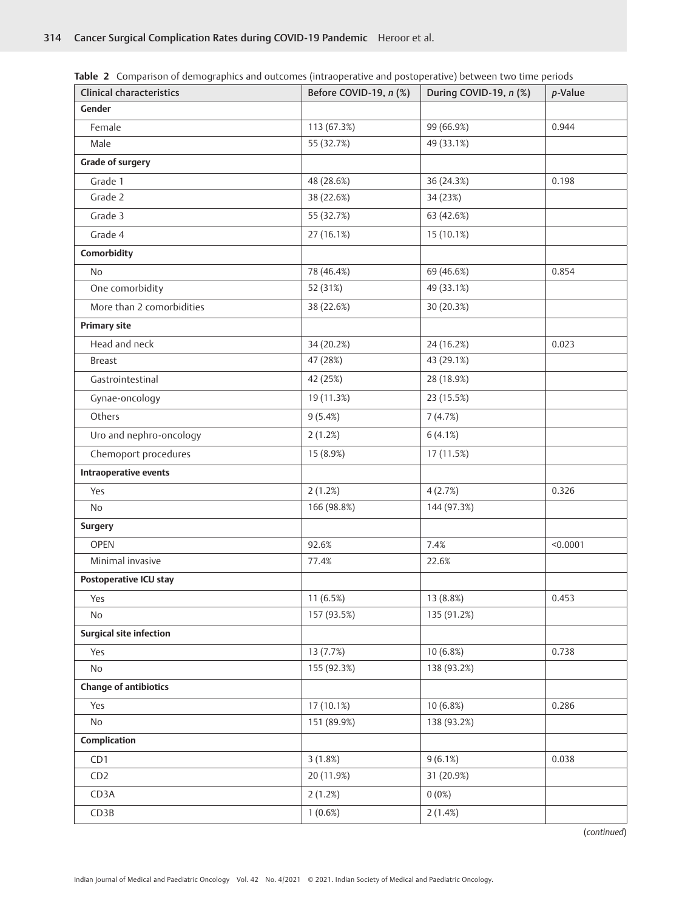**Table 2** Comparison of demographics and outcomes (intraoperative and postoperative) between two time periods

| Clinical characteristics | Before COVID-19, *n* (%) | During COVID-19, *n* (%) | *p*-Value |
|---|---|---|---|
| **Gender** | | | |
| Female | 113 (67.3%) | 99 (66.9%) | 0.944 |
| Male | 55 (32.7%) | 49 (33.1%) | |
| **Grade of surgery** | | | |
| Grade 1 | 48 (28.6%) | 36 (24.3%) | 0.198 |
| Grade 2 | 38 (22.6%) | 34 (23%) | |
| Grade 3 | 55 (32.7%) | 63 (42.6%) | |
| Grade 4 | 27 (16.1%) | 15 (10.1%) | |
| **Comorbidity** | | | |
| No | 78 (46.4%) | 69 (46.6%) | 0.854 |
| One comorbidity | 52 (31%) | 49 (33.1%) | |
| More than 2 comorbidities | 38 (22.6%) | 30 (20.3%) | |
| **Primary site** | | | |
| Head and neck | 34 (20.2%) | 24 (16.2%) | 0.023 |
| Breast | 47 (28%) | 43 (29.1%) | |
| Gastrointestinal | 42 (25%) | 28 (18.9%) | |
| Gynae-oncology | 19 (11.3%) | 23 (15.5%) | |
| Others | 9 (5.4%) | 7 (4.7%) | |
| Uro and nephro-oncology | 2 (1.2%) | 6 (4.1%) | |
| Chemoport procedures | 15 (8.9%) | 17 (11.5%) | |
| **Intraoperative events** | | | |
| Yes | 2 (1.2%) | 4 (2.7%) | 0.326 |
| No | 166 (98.8%) | 144 (97.3%) | |
| **Surgery** | | | |
| OPEN | 92.6% | 7.4% | <0.0001 |
| Minimal invasive | 77.4% | 22.6% | |
| **Postoperative ICU stay** | | | |
| Yes | 11 (6.5%) | 13 (8.8%) | 0.453 |
| No | 157 (93.5%) | 135 (91.2%) | |
| **Surgical site infection** | | | |
| Yes | 13 (7.7%) | 10 (6.8%) | 0.738 |
| No | 155 (92.3%) | 138 (93.2%) | |
| **Change of antibiotics** | | | |
| Yes | 17 (10.1%) | 10 (6.8%) | 0.286 |
| No | 151 (89.9%) | 138 (93.2%) | |
| **Complication** | | | |
| CD1 | 3 (1.8%) | 9 (6.1%) | 0.038 |
| CD2 | 20 (11.9%) | 31 (20.9%) | |
| CD3A | 2 (1.2%) | 0 (0%) | |
| CD3B | 1 (0.6%) | 2 (1.4%) | |

(*continued*)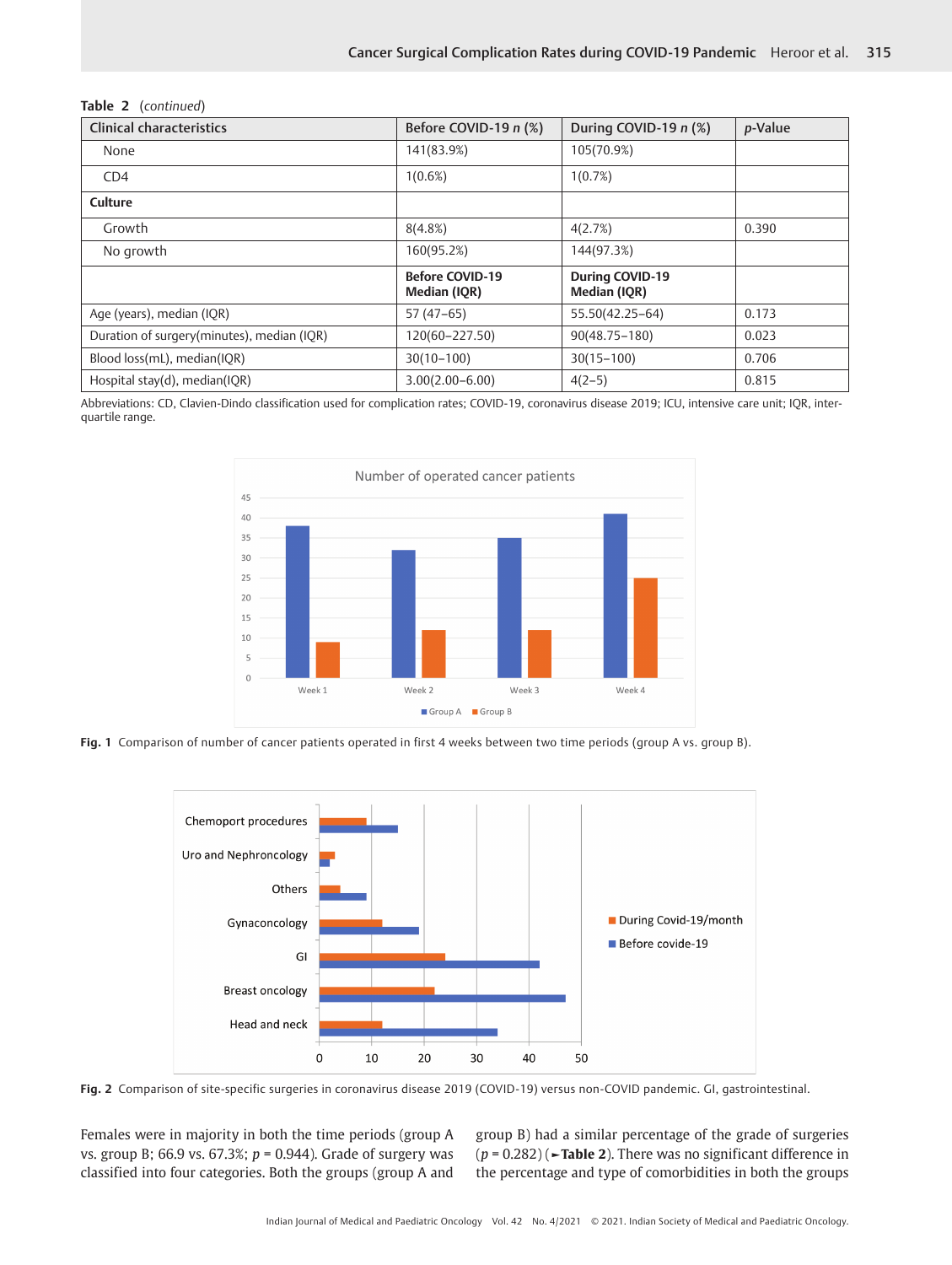**Table 2** (*continued*)

| Clinical characteristics | Before COVID-19 *n* (%) | During COVID-19 *n* (%) | *p*-Value |
|---|---|---|---|
| None | 141(83.9%) | 105(70.9%) | |
| CD4 | 1(0.6%) | 1(0.7%) | |
| **Culture** | | | |
| Growth | 8(4.8%) | 4(2.7%) | 0.390 |
| No growth | 160(95.2%) | 144(97.3%) | |
| | **Before COVID-19 Median (IQR)** | **During COVID-19 Median (IQR)** | |
| Age (years), median (IQR) | 57 (47–65) | 55.50(42.25–64) | 0.173 |
| Duration of surgery(minutes), median (IQR) | 120(60–227.50) | 90(48.75–180) | 0.023 |
| Blood loss(mL), median(IQR) | 30(10–100) | 30(15–100) | 0.706 |
| Hospital stay(d), median(IQR) | 3.00(2.00–6.00) | 4(2–5) | 0.815 |

Abbreviations: CD, Clavien-Dindo classification used for complication rates; COVID-19, coronavirus disease 2019; ICU, intensive care unit; IQR, interquartile range.

**Fig. 1** Comparison of number of cancer patients operated in first 4 weeks between two time periods (group A vs. group B).

**Fig. 2** Comparison of site-specific surgeries in coronavirus disease 2019 (COVID-19) versus non-COVID pandemic. GI, gastrointestinal.

Females were in majority in both the time periods (group A vs. group B; 66.9 vs. 67.3%; $p = 0.944$). Grade of surgery was classified into four categories. Both the groups (group A and group B) had a similar percentage of the grade of surgeries ($p = 0.282$) (►**Table 2**). There was no significant difference in the percentage and type of comorbidities in both the groups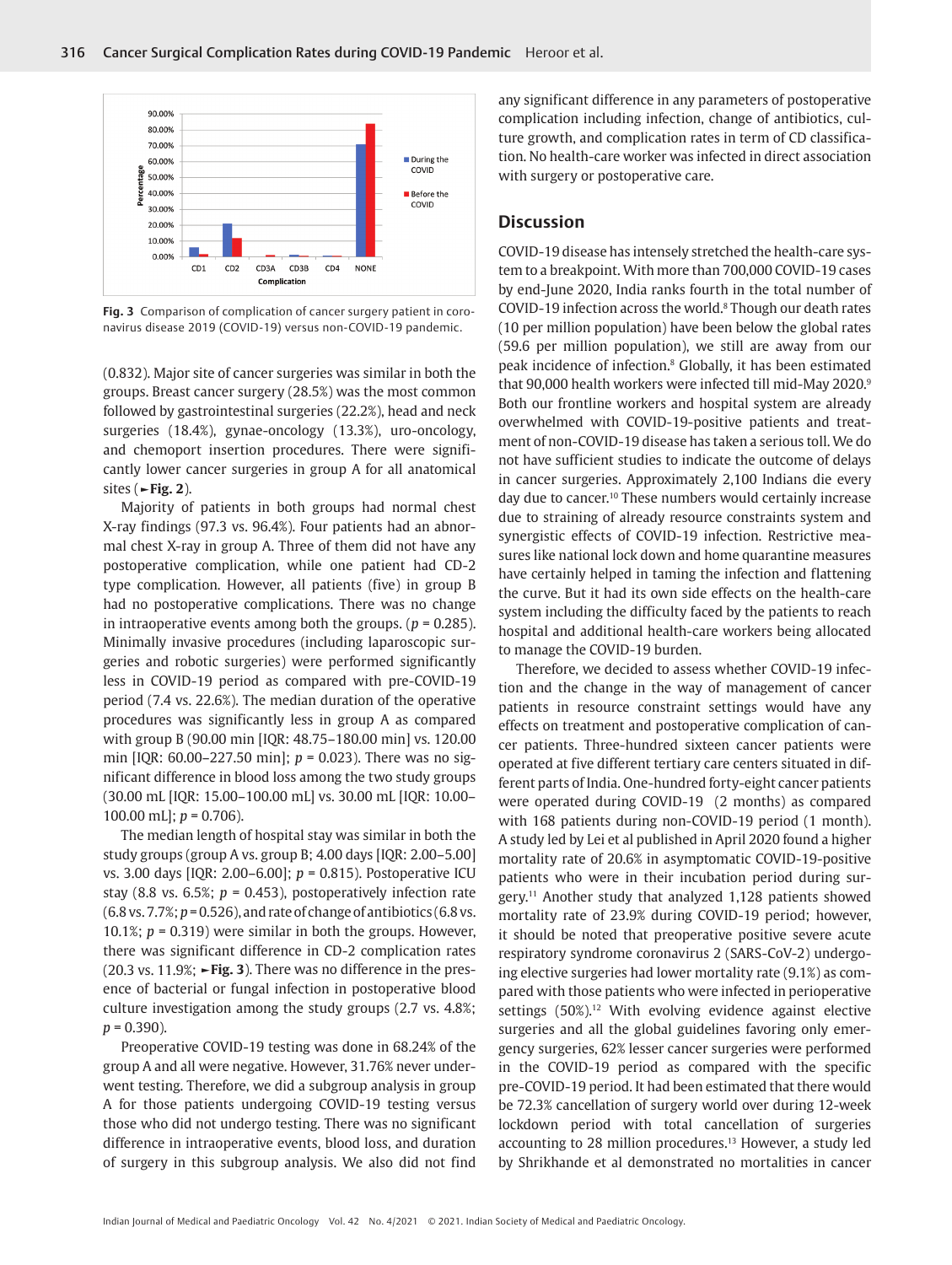Fig. 3 Comparison of complication of cancer surgery patient in coronavirus disease 2019 (COVID-19) versus non-COVID-19 pandemic.

(0.832). Major site of cancer surgeries was similar in both the groups. Breast cancer surgery (28.5%) was the most common followed by gastrointestinal surgeries (22.2%), head and neck surgeries (18.4%), gynae-oncology (13.3%), uro-oncology, and chemoport insertion procedures. There were significantly lower cancer surgeries in group A for all anatomical sites (►Fig. 2).

Majority of patients in both groups had normal chest X-ray findings (97.3 vs. 96.4%). Four patients had an abnormal chest X-ray in group A. Three of them did not have any postoperative complication, while one patient had CD-2 type complication. However, all patients (five) in group B had no postoperative complications. There was no change in intraoperative events among both the groups. ($p = 0.285$). Minimally invasive procedures (including laparoscopic surgeries and robotic surgeries) were performed significantly less in COVID-19 period as compared with pre-COVID-19 period (7.4 vs. 22.6%). The median duration of the operative procedures was significantly less in group A as compared with group B (90.00 min [IQR: 48.75–180.00 min] vs. 120.00 min [IQR: 60.00–227.50 min]; $p = 0.023$). There was no significant difference in blood loss among the two study groups (30.00 mL [IQR: 15.00–100.00 mL] vs. 30.00 mL [IQR: 10.00–100.00 mL]; $p = 0.706$).

The median length of hospital stay was similar in both the study groups (group A vs. group B; 4.00 days [IQR: 2.00–5.00] vs. 3.00 days [IQR: 2.00–6.00]; $p = 0.815$). Postoperative ICU stay (8.8 vs. 6.5%; $p = 0.453$), postoperatively infection rate (6.8 vs. 7.7%; $p = 0.526$), and rate of change of antibiotics (6.8 vs. 10.1%; $p = 0.319$) were similar in both the groups. However, there was significant difference in CD-2 complication rates (20.3 vs. 11.9%; ►Fig. 3). There was no difference in the presence of bacterial or fungal infection in postoperative blood culture investigation among the study groups (2.7 vs. 4.8%; $p = 0.390$).

Preoperative COVID-19 testing was done in 68.24% of the group A and all were negative. However, 31.76% never underwent testing. Therefore, we did a subgroup analysis in group A for those patients undergoing COVID-19 testing versus those who did not undergo testing. There was no significant difference in intraoperative events, blood loss, and duration of surgery in this subgroup analysis. We also did not find any significant difference in any parameters of postoperative complication including infection, change of antibiotics, culture growth, and complication rates in term of CD classification. No health-care worker was infected in direct association with surgery or postoperative care.

## Discussion

COVID-19 disease has intensely stretched the health-care system to a breakpoint. With more than 700,000 COVID-19 cases by end-June 2020, India ranks fourth in the total number of COVID-19 infection across the world.[8] Though our death rates (10 per million population) have been below the global rates (59.6 per million population), we still are away from our peak incidence of infection.[8] Globally, it has been estimated that 90,000 health workers were infected till mid-May 2020.[9] Both our frontline workers and hospital system are already overwhelmed with COVID-19-positive patients and treatment of non-COVID-19 disease has taken a serious toll. We do not have sufficient studies to indicate the outcome of delays in cancer surgeries. Approximately 2,100 Indians die every day due to cancer.[10] These numbers would certainly increase due to straining of already resource constraints system and synergistic effects of COVID-19 infection. Restrictive measures like national lock down and home quarantine measures have certainly helped in taming the infection and flattening the curve. But it had its own side effects on the health-care system including the difficulty faced by the patients to reach hospital and additional health-care workers being allocated to manage the COVID-19 burden.

Therefore, we decided to assess whether COVID-19 infection and the change in the way of management of cancer patients in resource constraint settings would have any effects on treatment and postoperative complication of cancer patients. Three-hundred sixteen cancer patients were operated at five different tertiary care centers situated in different parts of India. One-hundred forty-eight cancer patients were operated during COVID-19 (2 months) as compared with 168 patients during non-COVID-19 period (1 month). A study led by Lei et al published in April 2020 found a higher mortality rate of 20.6% in asymptomatic COVID-19-positive patients who were in their incubation period during surgery.[11] Another study that analyzed 1,128 patients showed mortality rate of 23.9% during COVID-19 period; however, it should be noted that preoperative positive severe acute respiratory syndrome coronavirus 2 (SARS-CoV-2) undergoing elective surgeries had lower mortality rate (9.1%) as compared with those patients who were infected in perioperative settings (50%).[12] With evolving evidence against elective surgeries and all the global guidelines favoring only emergency surgeries, 62% lesser cancer surgeries were performed in the COVID-19 period as compared with the specific pre-COVID-19 period. It had been estimated that there would be 72.3% cancellation of surgery world over during 12-week lockdown period with total cancellation of surgeries accounting to 28 million procedures.[13] However, a study led by Shrikhande et al demonstrated no mortalities in cancer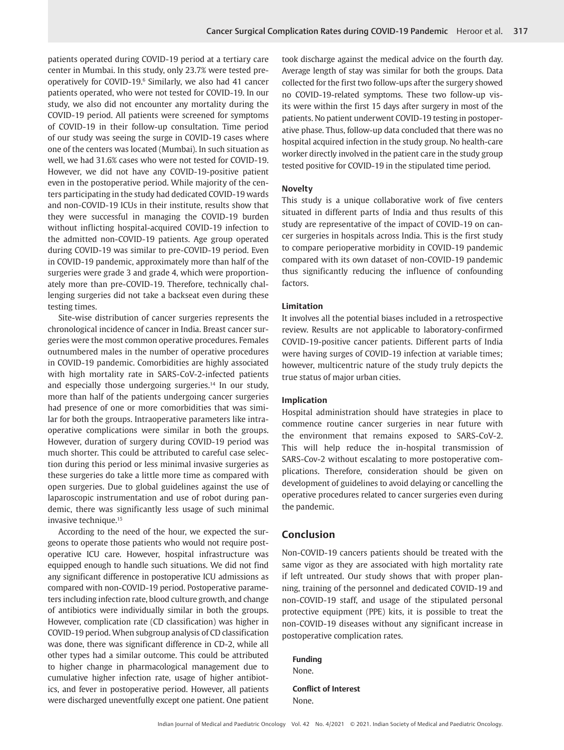patients operated during COVID-19 period at a tertiary care center in Mumbai. In this study, only 23.7% were tested preoperatively for COVID-19.[6] Similarly, we also had 41 cancer patients operated, who were not tested for COVID-19. In our study, we also did not encounter any mortality during the COVID-19 period. All patients were screened for symptoms of COVID-19 in their follow-up consultation. Time period of our study was seeing the surge in COVID-19 cases where one of the centers was located (Mumbai). In such situation as well, we had 31.6% cases who were not tested for COVID-19. However, we did not have any COVID-19-positive patient even in the postoperative period. While majority of the centers participating in the study had dedicated COVID-19 wards and non-COVID-19 ICUs in their institute, results show that they were successful in managing the COVID-19 burden without inflicting hospital-acquired COVID-19 infection to the admitted non-COVID-19 patients. Age group operated during COVID-19 was similar to pre-COVID-19 period. Even in COVID-19 pandemic, approximately more than half of the surgeries were grade 3 and grade 4, which were proportionately more than pre-COVID-19. Therefore, technically challenging surgeries did not take a backseat even during these testing times.

Site-wise distribution of cancer surgeries represents the chronological incidence of cancer in India. Breast cancer surgeries were the most common operative procedures. Females outnumbered males in the number of operative procedures in COVID-19 pandemic. Comorbidities are highly associated with high mortality rate in SARS-CoV-2-infected patients and especially those undergoing surgeries.[14] In our study, more than half of the patients undergoing cancer surgeries had presence of one or more comorbidities that was similar for both the groups. Intraoperative parameters like intraoperative complications were similar in both the groups. However, duration of surgery during COVID-19 period was much shorter. This could be attributed to careful case selection during this period or less minimal invasive surgeries as these surgeries do take a little more time as compared with open surgeries. Due to global guidelines against the use of laparoscopic instrumentation and use of robot during pandemic, there was significantly less usage of such minimal invasive technique.[15]

According to the need of the hour, we expected the surgeons to operate those patients who would not require postoperative ICU care. However, hospital infrastructure was equipped enough to handle such situations. We did not find any significant difference in postoperative ICU admissions as compared with non-COVID-19 period. Postoperative parameters including infection rate, blood culture growth, and change of antibiotics were individually similar in both the groups. However, complication rate (CD classification) was higher in COVID-19 period. When subgroup analysis of CD classification was done, there was significant difference in CD-2, while all other types had a similar outcome. This could be attributed to higher change in pharmacological management due to cumulative higher infection rate, usage of higher antibiotics, and fever in postoperative period. However, all patients were discharged uneventfully except one patient. One patient took discharge against the medical advice on the fourth day. Average length of stay was similar for both the groups. Data collected for the first two follow-ups after the surgery showed no COVID-19-related symptoms. These two follow-up visits were within the first 15 days after surgery in most of the patients. No patient underwent COVID-19 testing in postoperative phase. Thus, follow-up data concluded that there was no hospital acquired infection in the study group. No health-care worker directly involved in the patient care in the study group tested positive for COVID-19 in the stipulated time period.

### Novelty

This study is a unique collaborative work of five centers situated in different parts of India and thus results of this study are representative of the impact of COVID-19 on cancer surgeries in hospitals across India. This is the first study to compare perioperative morbidity in COVID-19 pandemic compared with its own dataset of non-COVID-19 pandemic thus significantly reducing the influence of confounding factors.

### Limitation

It involves all the potential biases included in a retrospective review. Results are not applicable to laboratory-confirmed COVID-19-positive cancer patients. Different parts of India were having surges of COVID-19 infection at variable times; however, multicentric nature of the study truly depicts the true status of major urban cities.

### Implication

Hospital administration should have strategies in place to commence routine cancer surgeries in near future with the environment that remains exposed to SARS-CoV-2. This will help reduce the in-hospital transmission of SARS-Cov-2 without escalating to more postoperative complications. Therefore, consideration should be given on development of guidelines to avoid delaying or cancelling the operative procedures related to cancer surgeries even during the pandemic.

## Conclusion

Non-COVID-19 cancers patients should be treated with the same vigor as they are associated with high mortality rate if left untreated. Our study shows that with proper planning, training of the personnel and dedicated COVID-19 and non-COVID-19 staff, and usage of the stipulated personal protective equipment (PPE) kits, it is possible to treat the non-COVID-19 diseases without any significant increase in postoperative complication rates.

**Funding**

None.

**Conflict of Interest**

None.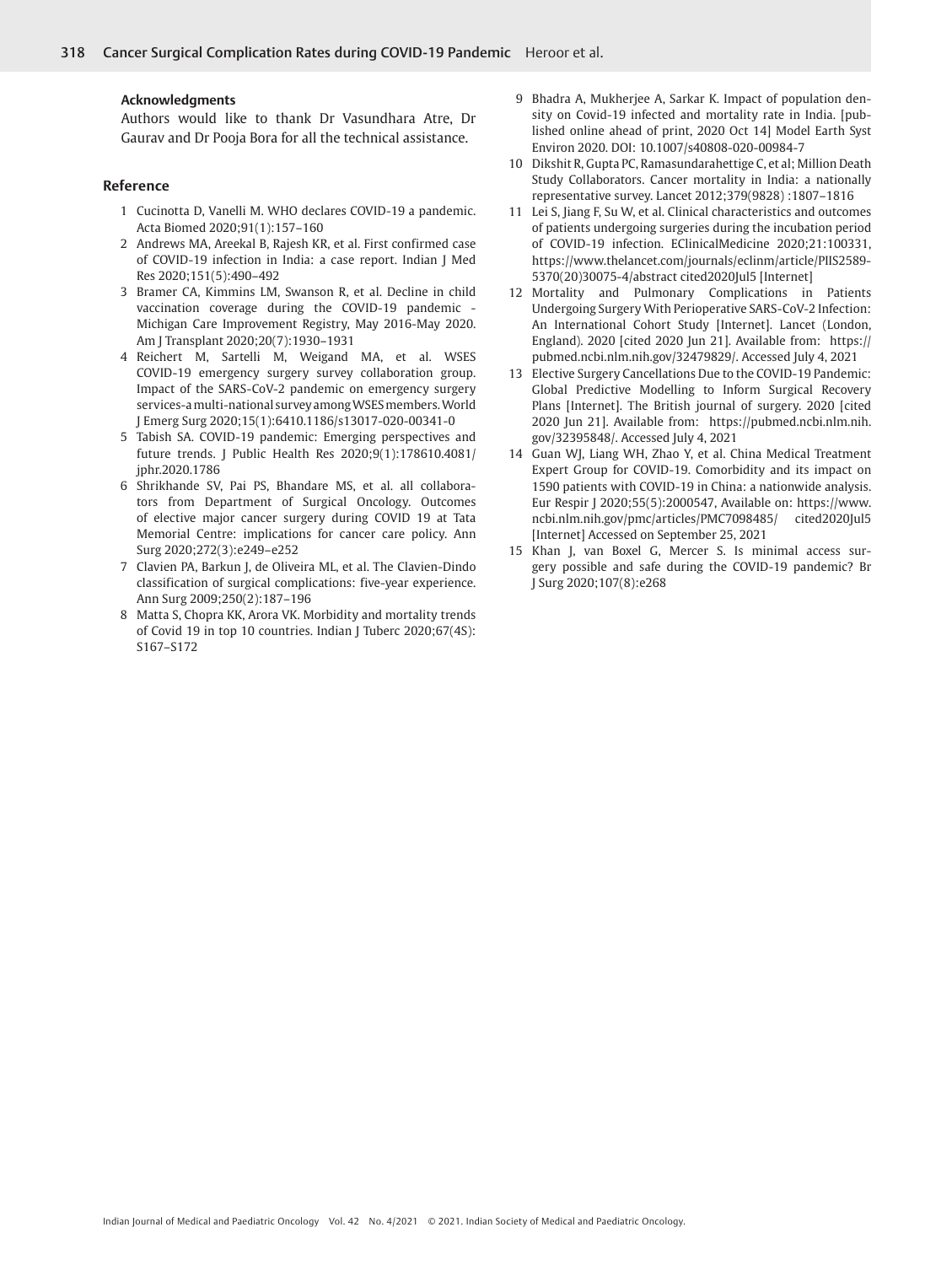### Acknowledgments

Authors would like to thank Dr Vasundhara Atre, Dr Gaurav and Dr Pooja Bora for all the technical assistance.

### Reference

1. Cucinotta D, Vanelli M. WHO declares COVID-19 a pandemic. Acta Biomed 2020;91(1):157–160
2. Andrews MA, Areekal B, Rajesh KR, et al. First confirmed case of COVID-19 infection in India: a case report. Indian J Med Res 2020;151(5):490–492
3. Bramer CA, Kimmins LM, Swanson R, et al. Decline in child vaccination coverage during the COVID-19 pandemic - Michigan Care Improvement Registry, May 2016-May 2020. Am J Transplant 2020;20(7):1930–1931
4. Reichert M, Sartelli M, Weigand MA, et al. WSES COVID-19 emergency surgery survey collaboration group. Impact of the SARS-CoV-2 pandemic on emergency surgery services-a multi-national survey among WSES members. World J Emerg Surg 2020;15(1):6410.1186/s13017-020-00341-0
5. Tabish SA. COVID-19 pandemic: Emerging perspectives and future trends. J Public Health Res 2020;9(1):178610.4081/jphr.2020.1786
6. Shrikhande SV, Pai PS, Bhandare MS, et al. all collaborators from Department of Surgical Oncology. Outcomes of elective major cancer surgery during COVID 19 at Tata Memorial Centre: implications for cancer care policy. Ann Surg 2020;272(3):e249–e252
7. Clavien PA, Barkun J, de Oliveira ML, et al. The Clavien-Dindo classification of surgical complications: five-year experience. Ann Surg 2009;250(2):187–196
8. Matta S, Chopra KK, Arora VK. Morbidity and mortality trends of Covid 19 in top 10 countries. Indian J Tuberc 2020;67(4S):S167–S172
9. Bhadra A, Mukherjee A, Sarkar K. Impact of population density on Covid-19 infected and mortality rate in India. [published online ahead of print, 2020 Oct 14] Model Earth Syst Environ 2020. DOI: 10.1007/s40808-020-00984-7
10. Dikshit R, Gupta PC, Ramasundarahettige C, et al; Million Death Study Collaborators. Cancer mortality in India: a nationally representative survey. Lancet 2012;379(9828) :1807–1816
11. Lei S, Jiang F, Su W, et al. Clinical characteristics and outcomes of patients undergoing surgeries during the incubation period of COVID-19 infection. EClinicalMedicine 2020;21:100331, https://www.thelancet.com/journals/eclinm/article/PIIS2589-5370(20)30075-4/abstract cited2020Jul5 [Internet]
12. Mortality and Pulmonary Complications in Patients Undergoing Surgery With Perioperative SARS-CoV-2 Infection: An International Cohort Study [Internet]. Lancet (London, England). 2020 [cited 2020 Jun 21]. Available from: https://pubmed.ncbi.nlm.nih.gov/32479829/. Accessed July 4, 2021
13. Elective Surgery Cancellations Due to the COVID-19 Pandemic: Global Predictive Modelling to Inform Surgical Recovery Plans [Internet]. The British journal of surgery. 2020 [cited 2020 Jun 21]. Available from: https://pubmed.ncbi.nlm.nih.gov/32395848/. Accessed July 4, 2021
14. Guan WJ, Liang WH, Zhao Y, et al. China Medical Treatment Expert Group for COVID-19. Comorbidity and its impact on 1590 patients with COVID-19 in China: a nationwide analysis. Eur Respir J 2020;55(5):2000547, Available on: https://www.ncbi.nlm.nih.gov/pmc/articles/PMC7098485/ cited2020Jul5 [Internet] Accessed on September 25, 2021
15. Khan J, van Boxel G, Mercer S. Is minimal access surgery possible and safe during the COVID-19 pandemic? Br J Surg 2020;107(8):e268